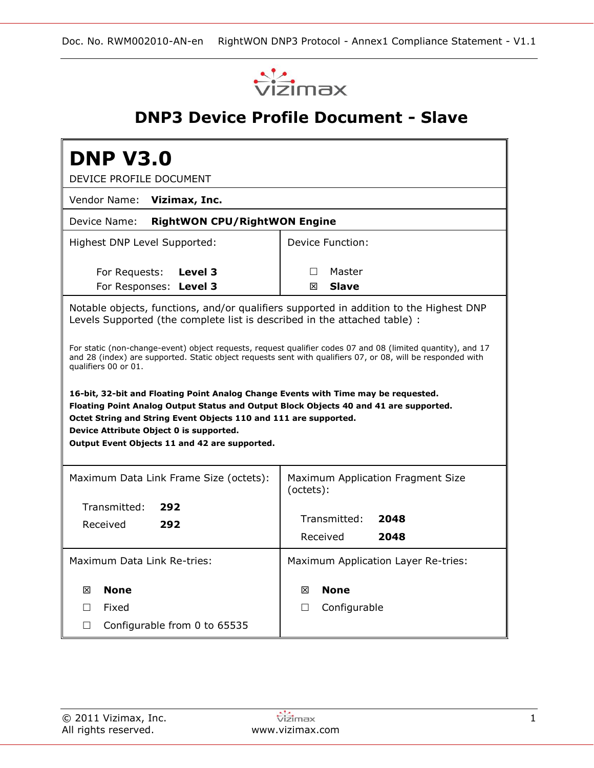# DNP3 Device Profile Document - Slave

## DNP V3.0

DEVICE PROFILE DOCUMENT

| | |
|---|---|
| Vendor Name: **Vizimax, Inc.** | |
| Device Name: **RightWON CPU/RightWON Engine** | |
| Highest DNP Level Supported:<br><br>For Requests: **Level 3**<br>For Responses: **Level 3** | Device Function:<br><br>☐ Master<br>☒ **Slave** |
| Notable objects, functions, and/or qualifiers supported in addition to the Highest DNP Levels Supported (the complete list is described in the attached table) :<br><br>For static (non-change-event) object requests, request qualifier codes 07 and 08 (limited quantity), and 17 and 28 (index) are supported. Static object requests sent with qualifiers 07, or 08, will be responded with qualifiers 00 or 01.<br><br>**16-bit, 32-bit and Floating Point Analog Change Events with Time may be requested.**<br>**Floating Point Analog Output Status and Output Block Objects 40 and 41 are supported.**<br>**Octet String and String Event Objects 110 and 111 are supported.**<br>**Device Attribute Object 0 is supported.**<br>**Output Event Objects 11 and 42 are supported.** | |
| Maximum Data Link Frame Size (octets):<br><br>Transmitted: **292**<br>Received **292** | Maximum Application Fragment Size (octets):<br><br>Transmitted: **2048**<br>Received **2048** |
| Maximum Data Link Re-tries:<br><br>☒ **None**<br>☐ Fixed<br>☐ Configurable from 0 to 65535 | Maximum Application Layer Re-tries:<br><br>☒ **None**<br>☐ Configurable |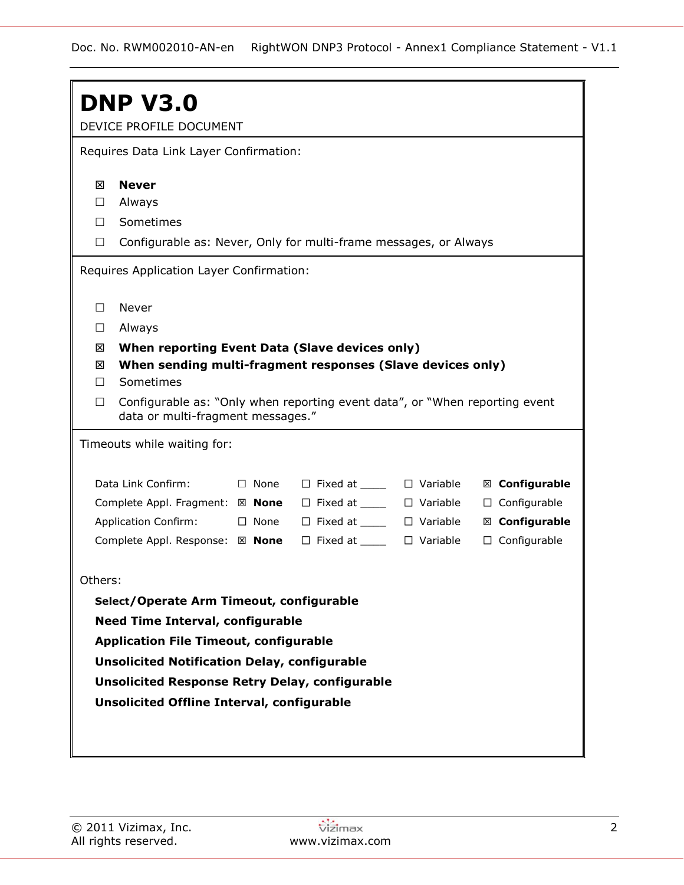# DNP V3.0

DEVICE PROFILE DOCUMENT

Requires Data Link Layer Confirmation:

- ☒ **Never**
- ☐ Always
- ☐ Sometimes
- ☐ Configurable as: Never, Only for multi-frame messages, or Always

Requires Application Layer Confirmation:

- ☐ Never
- ☐ Always
- ☒ **When reporting Event Data (Slave devices only)**
- ☒ **When sending multi-fragment responses (Slave devices only)**
- ☐ Sometimes
- ☐ Configurable as: “Only when reporting event data”, or “When reporting event data or multi-fragment messages.”

Timeouts while waiting for:

| | | | | |
|---|---|---|---|---|
| Data Link Confirm: | ☐ None | ☐ Fixed at ____ | ☐ Variable | ☒ **Configurable** |
| Complete Appl. Fragment: | ☒ **None** | ☐ Fixed at ____ | ☐ Variable | ☐ Configurable |
| Application Confirm: | ☐ None | ☐ Fixed at ____ | ☐ Variable | ☒ **Configurable** |
| Complete Appl. Response: | ☒ **None** | ☐ Fixed at ____ | ☐ Variable | ☐ Configurable |

Others:

**Select/Operate Arm Timeout, configurable**

**Need Time Interval, configurable**

**Application File Timeout, configurable**

**Unsolicited Notification Delay, configurable**

**Unsolicited Response Retry Delay, configurable**

**Unsolicited Offline Interval, configurable**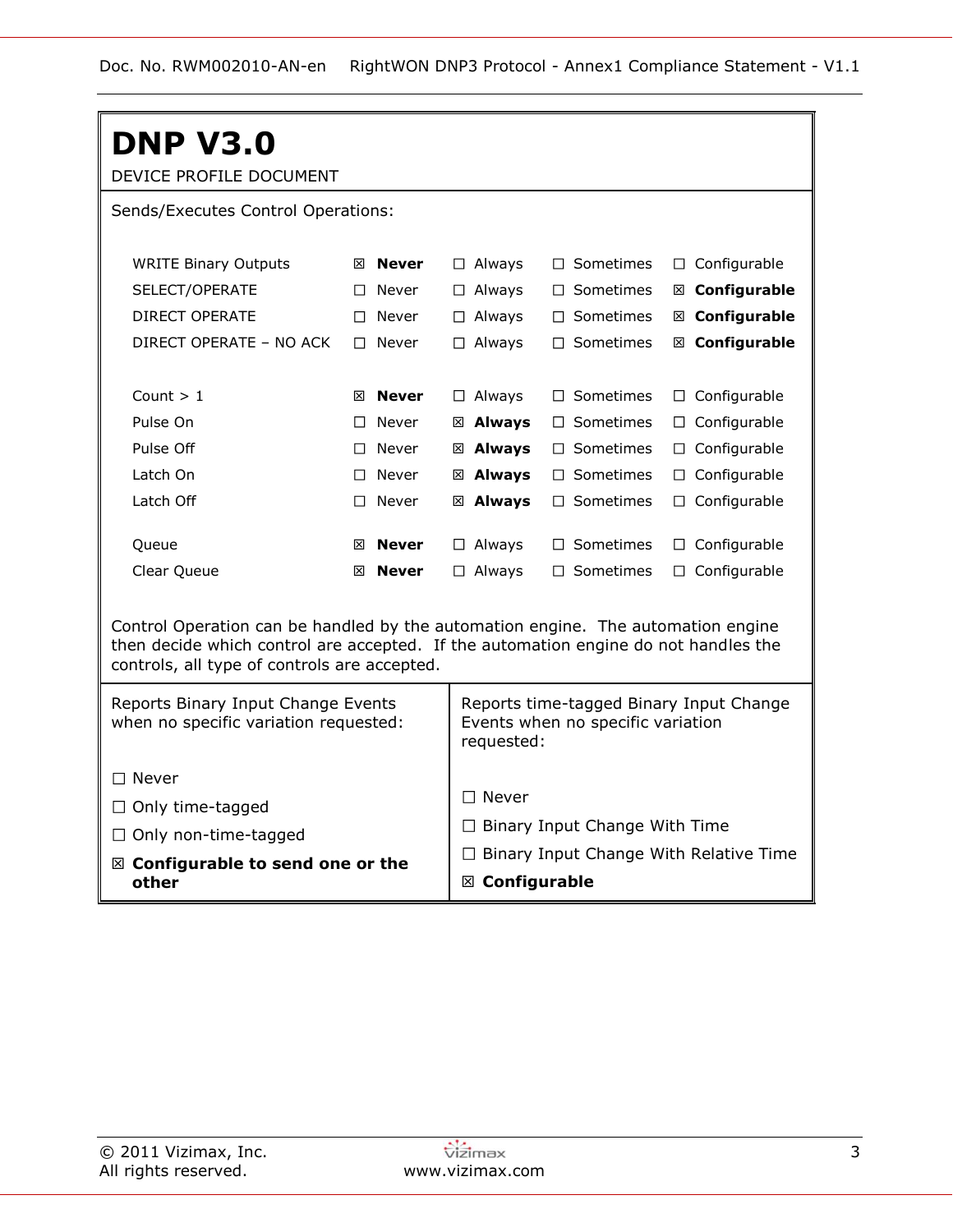# DNP V3.0

DEVICE PROFILE DOCUMENT

Sends/Executes Control Operations:

| | | | | |
|---|---|---|---|---|
| WRITE Binary Outputs | ☒ **Never** | ☐ Always | ☐ Sometimes | ☐ Configurable |
| SELECT/OPERATE | ☐ Never | ☐ Always | ☐ Sometimes | ☒ **Configurable** |
| DIRECT OPERATE | ☐ Never | ☐ Always | ☐ Sometimes | ☒ **Configurable** |
| DIRECT OPERATE – NO ACK | ☐ Never | ☐ Always | ☐ Sometimes | ☒ **Configurable** |
| Count > 1 | ☒ **Never** | ☐ Always | ☐ Sometimes | ☐ Configurable |
| Pulse On | ☐ Never | ☒ **Always** | ☐ Sometimes | ☐ Configurable |
| Pulse Off | ☐ Never | ☒ **Always** | ☐ Sometimes | ☐ Configurable |
| Latch On | ☐ Never | ☒ **Always** | ☐ Sometimes | ☐ Configurable |
| Latch Off | ☐ Never | ☒ **Always** | ☐ Sometimes | ☐ Configurable |
| Queue | ☒ **Never** | ☐ Always | ☐ Sometimes | ☐ Configurable |
| Clear Queue | ☒ **Never** | ☐ Always | ☐ Sometimes | ☐ Configurable |

Control Operation can be handled by the automation engine. The automation engine then decide which control are accepted. If the automation engine do not handles the controls, all type of controls are accepted.

| Reports Binary Input Change Events when no specific variation requested: | Reports time-tagged Binary Input Change Events when no specific variation requested: |
|---|---|
| ☐ Never | ☐ Never |
| ☐ Only time-tagged | ☐ Binary Input Change With Time |
| ☐ Only non-time-tagged | ☐ Binary Input Change With Relative Time |
| ☒ **Configurable to send one or the other** | ☒ **Configurable** |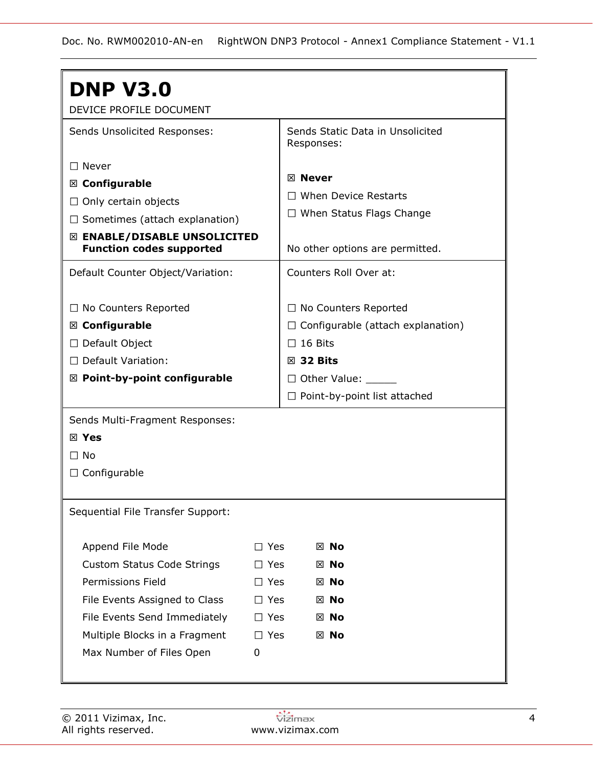# DNP V3.0

DEVICE PROFILE DOCUMENT

| Sends Unsolicited Responses: | Sends Static Data in Unsolicited Responses: |
|---|---|
| ☐ Never<br>☒ **Configurable**<br>☐ Only certain objects<br>☐ Sometimes (attach explanation)<br>☒ **ENABLE/DISABLE UNSOLICITED Function codes supported** | ☒ **Never**<br>☐ When Device Restarts<br>☐ When Status Flags Change<br><br>No other options are permitted. |
| **Default Counter Object/Variation:** | **Counters Roll Over at:** |
| ☐ No Counters Reported<br>☒ **Configurable**<br>☐ Default Object<br>☐ Default Variation:<br>☒ **Point-by-point configurable** | ☐ No Counters Reported<br>☐ Configurable (attach explanation)<br>☐ 16 Bits<br>☒ **32 Bits**<br>☐ Other Value: _____<br>☐ Point-by-point list attached |

Sends Multi-Fragment Responses:

☒ **Yes**

☐ No

☐ Configurable

Sequential File Transfer Support:

| | | |
|---|---|---|
| Append File Mode | ☐ Yes | ☒ **No** |
| Custom Status Code Strings | ☐ Yes | ☒ **No** |
| Permissions Field | ☐ Yes | ☒ **No** |
| File Events Assigned to Class | ☐ Yes | ☒ **No** |
| File Events Send Immediately | ☐ Yes | ☒ **No** |
| Multiple Blocks in a Fragment | ☐ Yes | ☒ **No** |
| Max Number of Files Open | 0 | |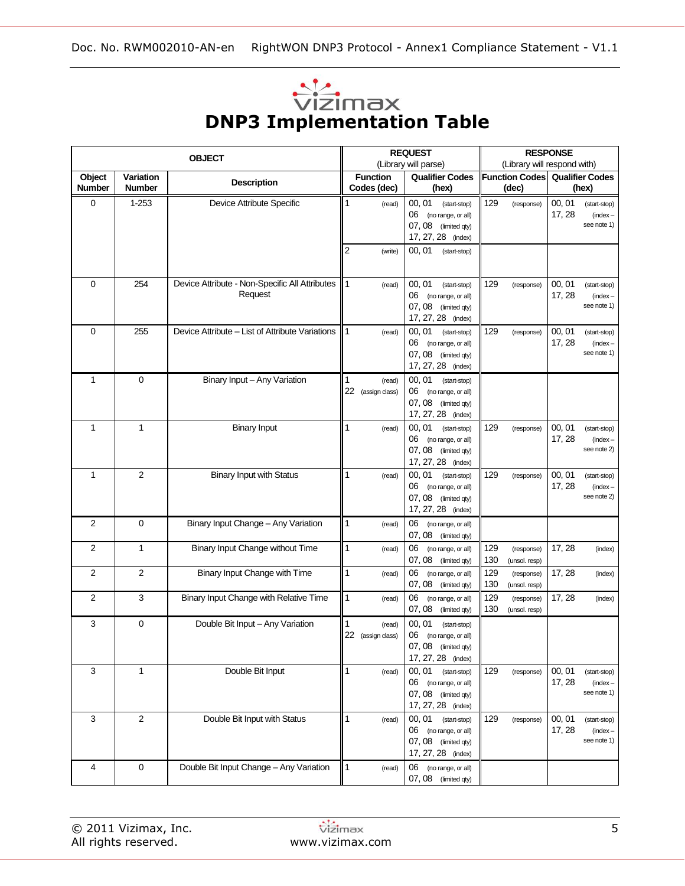# DNP3 Implementation Table

| OBJECT | | | REQUEST (Library will parse) | | RESPONSE (Library will respond with) | |
|---|---|---|---|---|---|---|
| Object Number | Variation Number | Description | Function Codes (dec) | Qualifier Codes (hex) | Function Codes (dec) | Qualifier Codes (hex) |
| 0 | 1-253 | Device Attribute Specific | 1 (read) | 00, 01 (start-stop)<br>06 (no range, or all)<br>07, 08 (limited qty)<br>17, 27, 28 (index) | 129 (response) | 00, 01 (start-stop)<br>17, 28 (index – see note 1) |
| | | | 2 (write) | 00, 01 (start-stop) | | |
| 0 | 254 | Device Attribute - Non-Specific All Attributes Request | 1 (read) | 00, 01 (start-stop)<br>06 (no range, or all)<br>07, 08 (limited qty)<br>17, 27, 28 (index) | 129 (response) | 00, 01 (start-stop)<br>17, 28 (index – see note 1) |
| 0 | 255 | Device Attribute – List of Attribute Variations | 1 (read) | 00, 01 (start-stop)<br>06 (no range, or all)<br>07, 08 (limited qty)<br>17, 27, 28 (index) | 129 (response) | 00, 01 (start-stop)<br>17, 28 (index – see note 1) |
| 1 | 0 | Binary Input – Any Variation | 1 (read)<br>22 (assign class) | 00, 01 (start-stop)<br>06 (no range, or all)<br>07, 08 (limited qty)<br>17, 27, 28 (index) | | |
| 1 | 1 | Binary Input | 1 (read) | 00, 01 (start-stop)<br>06 (no range, or all)<br>07, 08 (limited qty)<br>17, 27, 28 (index) | 129 (response) | 00, 01 (start-stop)<br>17, 28 (index – see note 2) |
| 1 | 2 | Binary Input with Status | 1 (read) | 00, 01 (start-stop)<br>06 (no range, or all)<br>07, 08 (limited qty)<br>17, 27, 28 (index) | 129 (response) | 00, 01 (start-stop)<br>17, 28 (index – see note 2) |
| 2 | 0 | Binary Input Change – Any Variation | 1 (read) | 06 (no range, or all)<br>07, 08 (limited qty) | | |
| 2 | 1 | Binary Input Change without Time | 1 (read) | 06 (no range, or all)<br>07, 08 (limited qty) | 129 (response)<br>130 (unsol. resp) | 17, 28 (index) |
| 2 | 2 | Binary Input Change with Time | 1 (read) | 06 (no range, or all)<br>07, 08 (limited qty) | 129 (response)<br>130 (unsol. resp) | 17, 28 (index) |
| 2 | 3 | Binary Input Change with Relative Time | 1 (read) | 06 (no range, or all)<br>07, 08 (limited qty) | 129 (response)<br>130 (unsol. resp) | 17, 28 (index) |
| 3 | 0 | Double Bit Input – Any Variation | 1 (read)<br>22 (assign class) | 00, 01 (start-stop)<br>06 (no range, or all)<br>07, 08 (limited qty)<br>17, 27, 28 (index) | | |
| 3 | 1 | Double Bit Input | 1 (read) | 00, 01 (start-stop)<br>06 (no range, or all)<br>07, 08 (limited qty)<br>17, 27, 28 (index) | 129 (response) | 00, 01 (start-stop)<br>17, 28 (index – see note 1) |
| 3 | 2 | Double Bit Input with Status | 1 (read) | 00, 01 (start-stop)<br>06 (no range, or all)<br>07, 08 (limited qty)<br>17, 27, 28 (index) | 129 (response) | 00, 01 (start-stop)<br>17, 28 (index – see note 1) |
| 4 | 0 | Double Bit Input Change – Any Variation | 1 (read) | 06 (no range, or all)<br>07, 08 (limited qty) | | |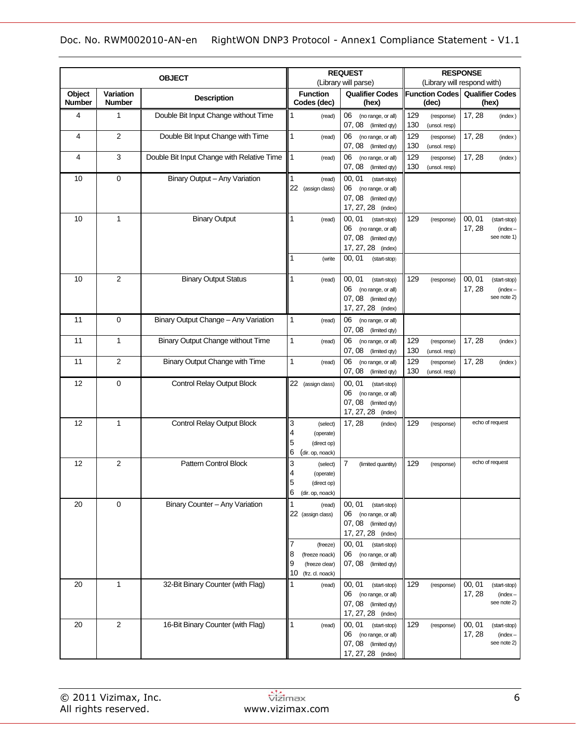| OBJECT | | | REQUEST (Library will parse) | | RESPONSE (Library will respond with) | |
|---|---|---|---|---|---|---|
| Object Number | Variation Number | Description | Function Codes (dec) | Qualifier Codes (hex) | Function Codes (dec) | Qualifier Codes (hex) |
| 4 | 1 | Double Bit Input Change without Time | 1 (read) | 06 (no range, or all)<br>07, 08 (limited qty) | 129 (response)<br>130 (unsol. resp) | 17, 28 (index) |
| 4 | 2 | Double Bit Input Change with Time | 1 (read) | 06 (no range, or all)<br>07, 08 (limited qty) | 129 (response)<br>130 (unsol. resp) | 17, 28 (index) |
| 4 | 3 | Double Bit Input Change with Relative Time | 1 (read) | 06 (no range, or all)<br>07, 08 (limited qty) | 129 (response)<br>130 (unsol. resp) | 17, 28 (index) |
| 10 | 0 | Binary Output – Any Variation | 1 (read)<br>22 (assign class) | 00, 01 (start-stop)<br>06 (no range, or all)<br>07, 08 (limited qty)<br>17, 27, 28 (index) | | |
| 10 | 1 | Binary Output | 1 (read) | 00, 01 (start-stop)<br>06 (no range, or all)<br>07, 08 (limited qty)<br>17, 27, 28 (index) | 129 (response) | 00, 01 (start-stop)<br>17, 28 (index – see note 1) |
| | | | 1 (write | 00, 01 (start-stop) | | |
| 10 | 2 | Binary Output Status | 1 (read) | 00, 01 (start-stop)<br>06 (no range, or all)<br>07, 08 (limited qty)<br>17, 27, 28 (index) | 129 (response) | 00, 01 (start-stop)<br>17, 28 (index – see note 2) |
| 11 | 0 | Binary Output Change – Any Variation | 1 (read) | 06 (no range, or all)<br>07, 08 (limited qty) | | |
| 11 | 1 | Binary Output Change without Time | 1 (read) | 06 (no range, or all)<br>07, 08 (limited qty) | 129 (response)<br>130 (unsol. resp) | 17, 28 (index) |
| 11 | 2 | Binary Output Change with Time | 1 (read) | 06 (no range, or all)<br>07, 08 (limited qty) | 129 (response)<br>130 (unsol. resp) | 17, 28 (index) |
| 12 | 0 | Control Relay Output Block | 22 (assign class) | 00, 01 (start-stop)<br>06 (no range, or all)<br>07, 08 (limited qty)<br>17, 27, 28 (index) | | |
| 12 | 1 | Control Relay Output Block | 3 (select)<br>4 (operate)<br>5 (direct op)<br>6 (dir. op, noack) | 17, 28 (index) | 129 (response) | echo of request |
| 12 | 2 | Pattern Control Block | 3 (select)<br>4 (operate)<br>5 (direct op)<br>6 (dir. op, noack) | 7 (limited quantity) | 129 (response) | echo of request |
| 20 | 0 | Binary Counter – Any Variation | 1 (read)<br>22 (assign class) | 00, 01 (start-stop)<br>06 (no range, or all)<br>07, 08 (limited qty)<br>17, 27, 28 (index) | | |
| | | | 7 (freeze)<br>8 (freeze noack)<br>9 (freeze clear)<br>10 (frz. cl. noack) | 00, 01 (start-stop)<br>06 (no range, or all)<br>07, 08 (limited qty) | | |
| 20 | 1 | 32-Bit Binary Counter (with Flag) | 1 (read) | 00, 01 (start-stop)<br>06 (no range, or all)<br>07, 08 (limited qty)<br>17, 27, 28 (index) | 129 (response) | 00, 01 (start-stop)<br>17, 28 (index – see note 2) |
| 20 | 2 | 16-Bit Binary Counter (with Flag) | 1 (read) | 00, 01 (start-stop)<br>06 (no range, or all)<br>07, 08 (limited qty)<br>17, 27, 28 (index) | 129 (response) | 00, 01 (start-stop)<br>17, 28 (index – see note 2) |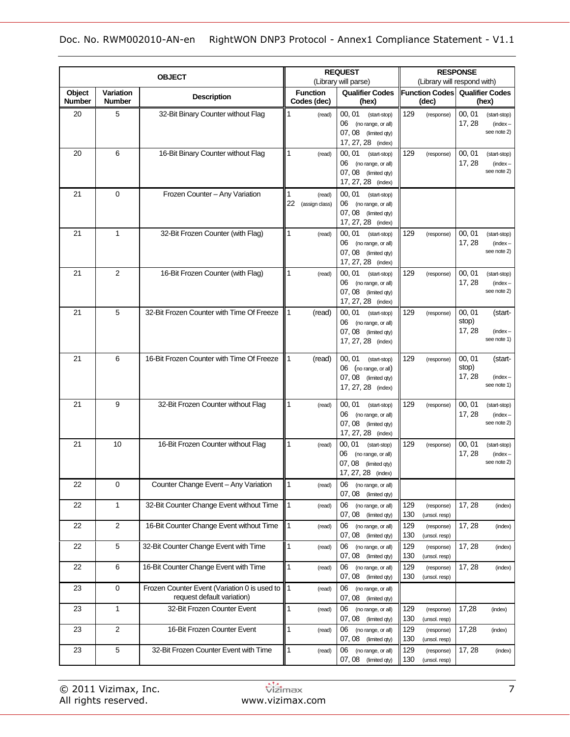| OBJECT | | | REQUEST (Library will parse) | | RESPONSE (Library will respond with) | |
|---|---|---|---|---|---|---|
| Object Number | Variation Number | Description | Function Codes (dec) | Qualifier Codes (hex) | Function Codes (dec) | Qualifier Codes (hex) |
| 20 | 5 | 32-Bit Binary Counter without Flag | 1 (read) | 00, 01 (start-stop)<br>06 (no range, or all)<br>07, 08 (limited qty)<br>17, 27, 28 (index) | 129 (response) | 00, 01 (start-stop)<br>17, 28 (index – see note 2) |
| 20 | 6 | 16-Bit Binary Counter without Flag | 1 (read) | 00, 01 (start-stop)<br>06 (no range, or all)<br>07, 08 (limited qty)<br>17, 27, 28 (index) | 129 (response) | 00, 01 (start-stop)<br>17, 28 (index – see note 2) |
| 21 | 0 | Frozen Counter – Any Variation | 1 (read)<br>22 (assign class) | 00, 01 (start-stop)<br>06 (no range, or all)<br>07, 08 (limited qty)<br>17, 27, 28 (index) | | |
| 21 | 1 | 32-Bit Frozen Counter (with Flag) | 1 (read) | 00, 01 (start-stop)<br>06 (no range, or all)<br>07, 08 (limited qty)<br>17, 27, 28 (index) | 129 (response) | 00, 01 (start-stop)<br>17, 28 (index – see note 2) |
| 21 | 2 | 16-Bit Frozen Counter (with Flag) | 1 (read) | 00, 01 (start-stop)<br>06 (no range, or all)<br>07, 08 (limited qty)<br>17, 27, 28 (index) | 129 (response) | 00, 01 (start-stop)<br>17, 28 (index – see note 2) |
| 21 | 5 | 32-Bit Frozen Counter with Time Of Freeze | 1 (read) | 00, 01 (start-stop)<br>06 (no range, or all)<br>07, 08 (limited qty)<br>17, 27, 28 (index) | 129 (response) | 00, 01 (start-stop)<br>17, 28 (index – see note 1) |
| 21 | 6 | 16-Bit Frozen Counter with Time Of Freeze | 1 (read) | 00, 01 (start-stop)<br>06 (no range, or all)<br>07, 08 (limited qty)<br>17, 27, 28 (index) | 129 (response) | 00, 01 (start-stop)<br>17, 28 (index – see note 1) |
| 21 | 9 | 32-Bit Frozen Counter without Flag | 1 (read) | 00, 01 (start-stop)<br>06 (no range, or all)<br>07, 08 (limited qty)<br>17, 27, 28 (index) | 129 (response) | 00, 01 (start-stop)<br>17, 28 (index – see note 2) |
| 21 | 10 | 16-Bit Frozen Counter without Flag | 1 (read) | 00, 01 (start-stop)<br>06 (no range, or all)<br>07, 08 (limited qty)<br>17, 27, 28 (index) | 129 (response) | 00, 01 (start-stop)<br>17, 28 (index – see note 2) |
| 22 | 0 | Counter Change Event – Any Variation | 1 (read) | 06 (no range, or all)<br>07, 08 (limited qty) | | |
| 22 | 1 | 32-Bit Counter Change Event without Time | 1 (read) | 06 (no range, or all)<br>07, 08 (limited qty) | 129 (response)<br>130 (unsol. resp) | 17, 28 (index) |
| 22 | 2 | 16-Bit Counter Change Event without Time | 1 (read) | 06 (no range, or all)<br>07, 08 (limited qty) | 129 (response)<br>130 (unsol. resp) | 17, 28 (index) |
| 22 | 5 | 32-Bit Counter Change Event with Time | 1 (read) | 06 (no range, or all)<br>07, 08 (limited qty) | 129 (response)<br>130 (unsol. resp) | 17, 28 (index) |
| 22 | 6 | 16-Bit Counter Change Event with Time | 1 (read) | 06 (no range, or all)<br>07, 08 (limited qty) | 129 (response)<br>130 (unsol. resp) | 17, 28 (index) |
| 23 | 0 | Frozen Counter Event (Variation 0 is used to request default variation) | 1 (read) | 06 (no range, or all)<br>07, 08 (limited qty) | | |
| 23 | 1 | 32-Bit Frozen Counter Event | 1 (read) | 06 (no range, or all)<br>07, 08 (limited qty) | 129 (response)<br>130 (unsol. resp) | 17,28 (index) |
| 23 | 2 | 16-Bit Frozen Counter Event | 1 (read) | 06 (no range, or all)<br>07, 08 (limited qty) | 129 (response)<br>130 (unsol. resp) | 17,28 (index) |
| 23 | 5 | 32-Bit Frozen Counter Event with Time | 1 (read) | 06 (no range, or all)<br>07, 08 (limited qty) | 129 (response)<br>130 (unsol. resp) | 17, 28 (index) |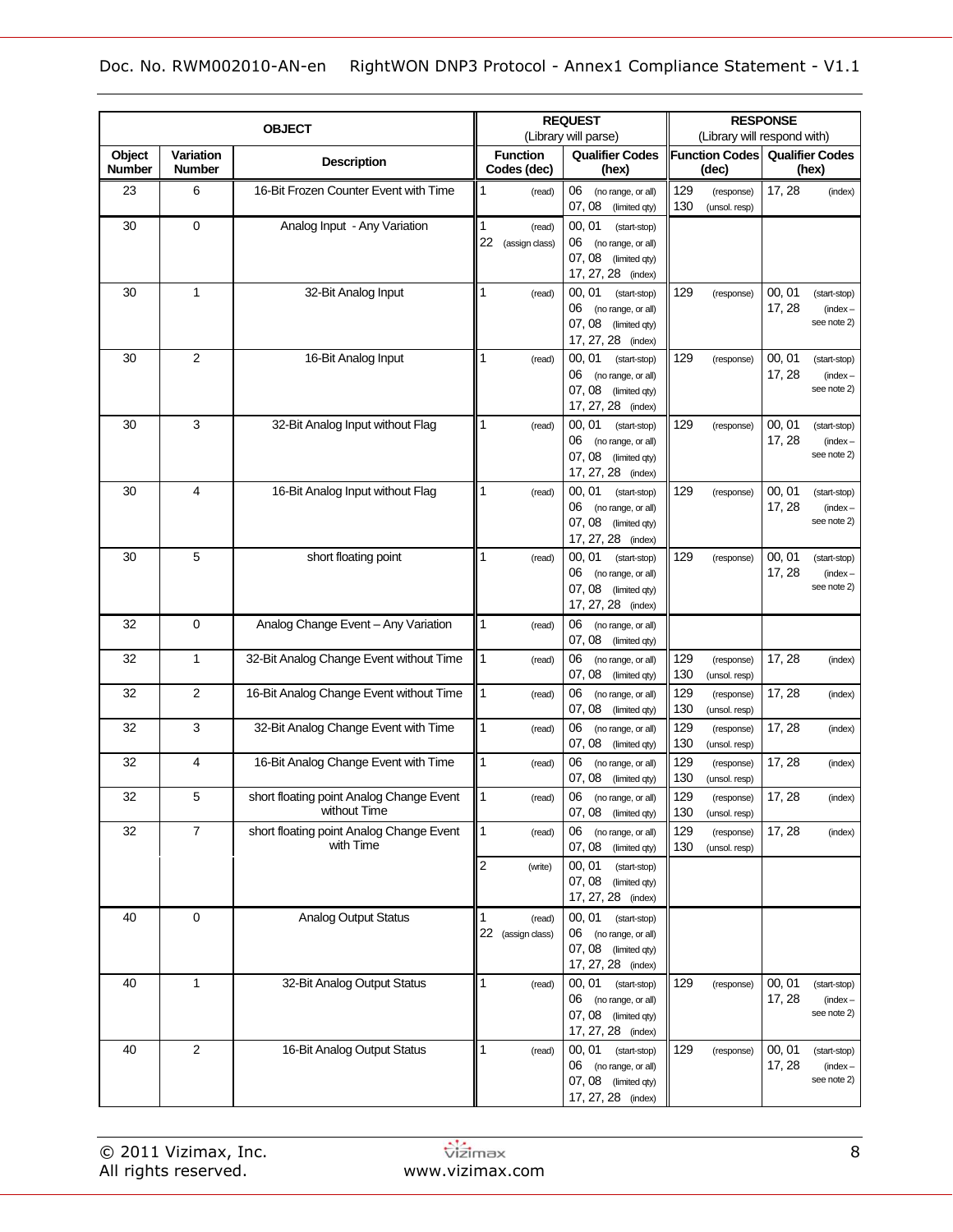| OBJECT | | | REQUEST (Library will parse) | | RESPONSE (Library will respond with) | |
|---|---|---|---|---|---|---|
| Object Number | Variation Number | Description | Function Codes (dec) | Qualifier Codes (hex) | Function Codes (dec) | Qualifier Codes (hex) |
| 23 | 6 | 16-Bit Frozen Counter Event with Time | 1 (read) | 06 (no range, or all)<br>07, 08 (limited qty) | 129 (response)<br>130 (unsol. resp) | 17, 28 (index) |
| 30 | 0 | Analog Input - Any Variation | 1 (read)<br>22 (assign class) | 00, 01 (start-stop)<br>06 (no range, or all)<br>07, 08 (limited qty)<br>17, 27, 28 (index) | | |
| 30 | 1 | 32-Bit Analog Input | 1 (read) | 00, 01 (start-stop)<br>06 (no range, or all)<br>07, 08 (limited qty)<br>17, 27, 28 (index) | 129 (response) | 00, 01 (start-stop)<br>17, 28 (index – see note 2) |
| 30 | 2 | 16-Bit Analog Input | 1 (read) | 00, 01 (start-stop)<br>06 (no range, or all)<br>07, 08 (limited qty)<br>17, 27, 28 (index) | 129 (response) | 00, 01 (start-stop)<br>17, 28 (index – see note 2) |
| 30 | 3 | 32-Bit Analog Input without Flag | 1 (read) | 00, 01 (start-stop)<br>06 (no range, or all)<br>07, 08 (limited qty)<br>17, 27, 28 (index) | 129 (response) | 00, 01 (start-stop)<br>17, 28 (index – see note 2) |
| 30 | 4 | 16-Bit Analog Input without Flag | 1 (read) | 00, 01 (start-stop)<br>06 (no range, or all)<br>07, 08 (limited qty)<br>17, 27, 28 (index) | 129 (response) | 00, 01 (start-stop)<br>17, 28 (index – see note 2) |
| 30 | 5 | short floating point | 1 (read) | 00, 01 (start-stop)<br>06 (no range, or all)<br>07, 08 (limited qty)<br>17, 27, 28 (index) | 129 (response) | 00, 01 (start-stop)<br>17, 28 (index – see note 2) |
| 32 | 0 | Analog Change Event – Any Variation | 1 (read) | 06 (no range, or all)<br>07, 08 (limited qty) | | |
| 32 | 1 | 32-Bit Analog Change Event without Time | 1 (read) | 06 (no range, or all)<br>07, 08 (limited qty) | 129 (response)<br>130 (unsol. resp) | 17, 28 (index) |
| 32 | 2 | 16-Bit Analog Change Event without Time | 1 (read) | 06 (no range, or all)<br>07, 08 (limited qty) | 129 (response)<br>130 (unsol. resp) | 17, 28 (index) |
| 32 | 3 | 32-Bit Analog Change Event with Time | 1 (read) | 06 (no range, or all)<br>07, 08 (limited qty) | 129 (response)<br>130 (unsol. resp) | 17, 28 (index) |
| 32 | 4 | 16-Bit Analog Change Event with Time | 1 (read) | 06 (no range, or all)<br>07, 08 (limited qty) | 129 (response)<br>130 (unsol. resp) | 17, 28 (index) |
| 32 | 5 | short floating point Analog Change Event without Time | 1 (read) | 06 (no range, or all)<br>07, 08 (limited qty) | 129 (response)<br>130 (unsol. resp) | 17, 28 (index) |
| 32 | 7 | short floating point Analog Change Event with Time | 1 (read) | 06 (no range, or all)<br>07, 08 (limited qty) | 129 (response)<br>130 (unsol. resp) | 17, 28 (index) |
| | | | 2 (write) | 00, 01 (start-stop)<br>07, 08 (limited qty)<br>17, 27, 28 (index) | | |
| 40 | 0 | Analog Output Status | 1 (read)<br>22 (assign class) | 00, 01 (start-stop)<br>06 (no range, or all)<br>07, 08 (limited qty)<br>17, 27, 28 (index) | | |
| 40 | 1 | 32-Bit Analog Output Status | 1 (read) | 00, 01 (start-stop)<br>06 (no range, or all)<br>07, 08 (limited qty)<br>17, 27, 28 (index) | 129 (response) | 00, 01 (start-stop)<br>17, 28 (index – see note 2) |
| 40 | 2 | 16-Bit Analog Output Status | 1 (read) | 00, 01 (start-stop)<br>06 (no range, or all)<br>07, 08 (limited qty)<br>17, 27, 28 (index) | 129 (response) | 00, 01 (start-stop)<br>17, 28 (index – see note 2) |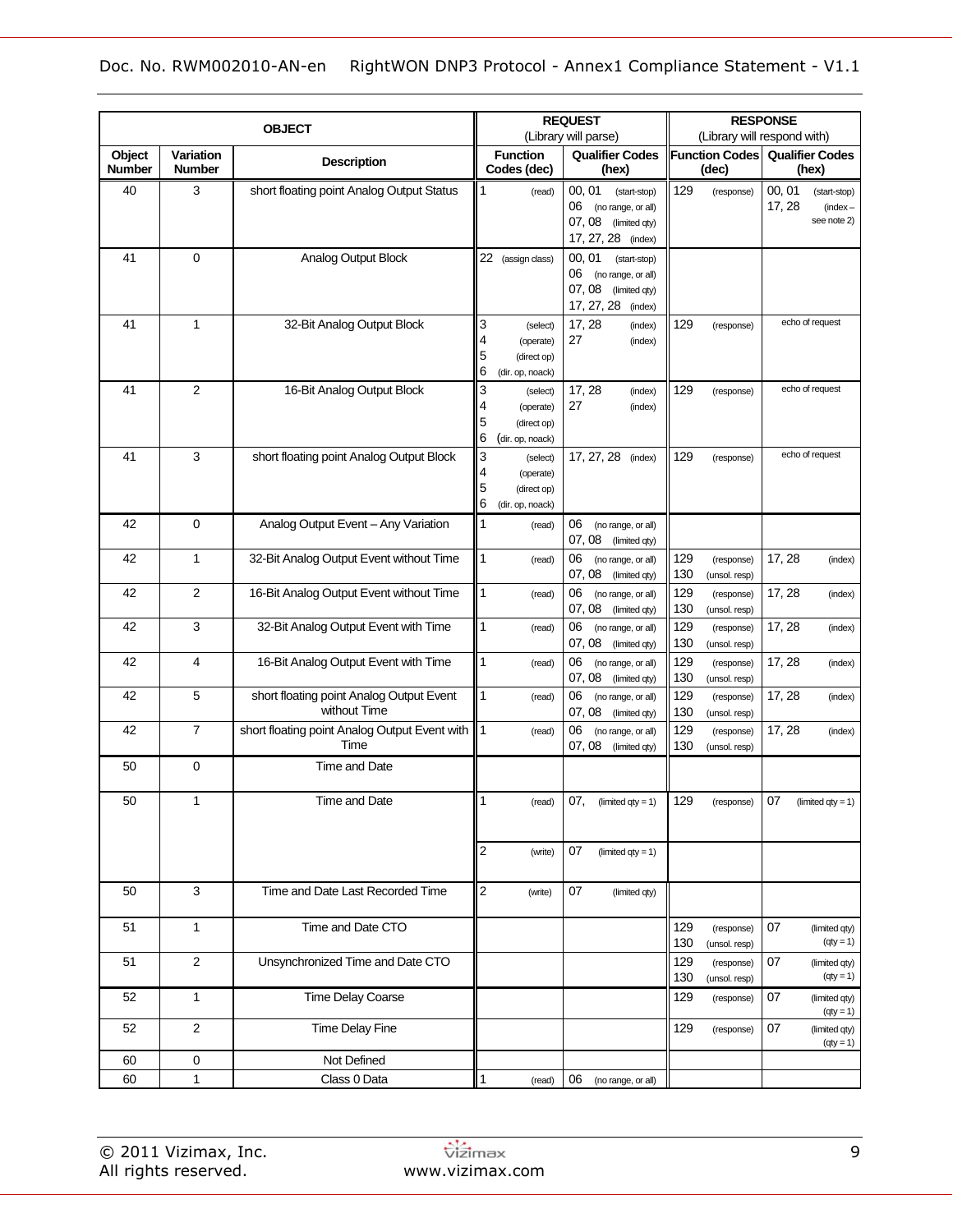| OBJECT | | | REQUEST (Library will parse) | | RESPONSE (Library will respond with) | |
|---|---|---|---|---|---|---|
| Object Number | Variation Number | Description | Function Codes (dec) | Qualifier Codes (hex) | Function Codes (dec) | Qualifier Codes (hex) |
| 40 | 3 | short floating point Analog Output Status | 1 (read) | 00, 01 (start-stop)<br>06 (no range, or all)<br>07, 08 (limited qty)<br>17, 27, 28 (index) | 129 (response) | 00, 01 (start-stop)<br>17, 28 (index – see note 2) |
| 41 | 0 | Analog Output Block | 22 (assign class) | 00, 01 (start-stop)<br>06 (no range, or all)<br>07, 08 (limited qty)<br>17, 27, 28 (index) | | |
| 41 | 1 | 32-Bit Analog Output Block | 3 (select)<br>4 (operate)<br>5 (direct op)<br>6 (dir. op, noack) | 17, 28 (index)<br>27 (index) | 129 (response) | echo of request |
| 41 | 2 | 16-Bit Analog Output Block | 3 (select)<br>4 (operate)<br>5 (direct op)<br>6 (dir. op, noack) | 17, 28 (index)<br>27 (index) | 129 (response) | echo of request |
| 41 | 3 | short floating point Analog Output Block | 3 (select)<br>4 (operate)<br>5 (direct op)<br>6 (dir. op, noack) | 17, 27, 28 (index) | 129 (response) | echo of request |
| 42 | 0 | Analog Output Event – Any Variation | 1 (read) | 06 (no range, or all)<br>07, 08 (limited qty) | | |
| 42 | 1 | 32-Bit Analog Output Event without Time | 1 (read) | 06 (no range, or all)<br>07, 08 (limited qty) | 129 (response)<br>130 (unsol. resp) | 17, 28 (index) |
| 42 | 2 | 16-Bit Analog Output Event without Time | 1 (read) | 06 (no range, or all)<br>07, 08 (limited qty) | 129 (response)<br>130 (unsol. resp) | 17, 28 (index) |
| 42 | 3 | 32-Bit Analog Output Event with Time | 1 (read) | 06 (no range, or all)<br>07, 08 (limited qty) | 129 (response)<br>130 (unsol. resp) | 17, 28 (index) |
| 42 | 4 | 16-Bit Analog Output Event with Time | 1 (read) | 06 (no range, or all)<br>07, 08 (limited qty) | 129 (response)<br>130 (unsol. resp) | 17, 28 (index) |
| 42 | 5 | short floating point Analog Output Event without Time | 1 (read) | 06 (no range, or all)<br>07, 08 (limited qty) | 129 (response)<br>130 (unsol. resp) | 17, 28 (index) |
| 42 | 7 | short floating point Analog Output Event with Time | 1 (read) | 06 (no range, or all)<br>07, 08 (limited qty) | 129 (response)<br>130 (unsol. resp) | 17, 28 (index) |
| 50 | 0 | Time and Date | | | | |
| 50 | 1 | Time and Date | 1 (read) | 07, (limited qty = 1) | 129 (response) | 07 (limited qty = 1) |
| | | | 2 (write) | 07 (limited qty = 1) | | |
| 50 | 3 | Time and Date Last Recorded Time | 2 (write) | 07 (limited qty) | | |
| 51 | 1 | Time and Date CTO | | | 129 (response)<br>130 (unsol. resp) | 07 (limited qty) (qty = 1) |
| 51 | 2 | Unsynchronized Time and Date CTO | | | 129 (response)<br>130 (unsol. resp) | 07 (limited qty) (qty = 1) |
| 52 | 1 | Time Delay Coarse | | | 129 (response) | 07 (limited qty) (qty = 1) |
| 52 | 2 | Time Delay Fine | | | 129 (response) | 07 (limited qty) (qty = 1) |
| 60 | 0 | Not Defined | | | | |
| 60 | 1 | Class 0 Data | 1 (read) | 06 (no range, or all) | | |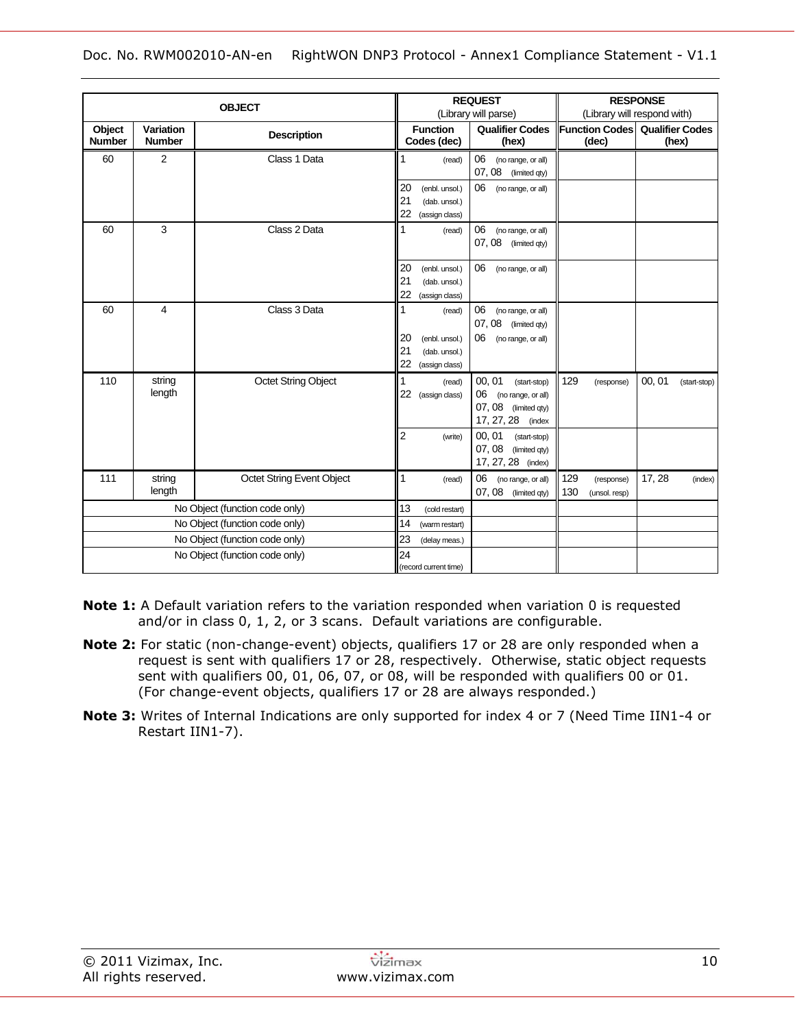| OBJECT | | | REQUEST (Library will parse) | | RESPONSE (Library will respond with) | |
|---|---|---|---|---|---|---|
| Object Number | Variation Number | Description | Function Codes (dec) | Qualifier Codes (hex) | Function Codes (dec) | Qualifier Codes (hex) |
| 60 | 2 | Class 1 Data | 1 (read) | 06 (no range, or all)<br>07, 08 (limited qty) | | |
| | | | 20 (enbl. unsol.)<br>21 (dab. unsol.)<br>22 (assign class) | 06 (no range, or all) | | |
| 60 | 3 | Class 2 Data | 1 (read) | 06 (no range, or all)<br>07, 08 (limited qty) | | |
| | | | 20 (enbl. unsol.)<br>21 (dab. unsol.)<br>22 (assign class) | 06 (no range, or all) | | |
| 60 | 4 | Class 3 Data | 1 (read)<br><br>20 (enbl. unsol.)<br>21 (dab. unsol.)<br>22 (assign class) | 06 (no range, or all)<br>07, 08 (limited qty)<br>06 (no range, or all) | | |
| 110 | string length | Octet String Object | 1 (read)<br>22 (assign class) | 00, 01 (start-stop)<br>06 (no range, or all)<br>07, 08 (limited qty)<br>17, 27, 28 (index | 129 (response) | 00, 01 (start-stop) |
| | | | 2 (write) | 00, 01 (start-stop)<br>07, 08 (limited qty)<br>17, 27, 28 (index) | | |
| 111 | string length | Octet String Event Object | 1 (read) | 06 (no range, or all)<br>07, 08 (limited qty) | 129 (response)<br>130 (unsol. resp) | 17, 28 (index) |
| No Object (function code only) | | | 13 (cold restart) | | | |
| No Object (function code only) | | | 14 (warm restart) | | | |
| No Object (function code only) | | | 23 (delay meas.) | | | |
| No Object (function code only) | | | 24 (record current time) | | | |

**Note 1:** A Default variation refers to the variation responded when variation 0 is requested and/or in class 0, 1, 2, or 3 scans. Default variations are configurable.

**Note 2:** For static (non-change-event) objects, qualifiers 17 or 28 are only responded when a request is sent with qualifiers 17 or 28, respectively. Otherwise, static object requests sent with qualifiers 00, 01, 06, 07, or 08, will be responded with qualifiers 00 or 01. (For change-event objects, qualifiers 17 or 28 are always responded.)

**Note 3:** Writes of Internal Indications are only supported for index 4 or 7 (Need Time IIN1-4 or Restart IIN1-7).